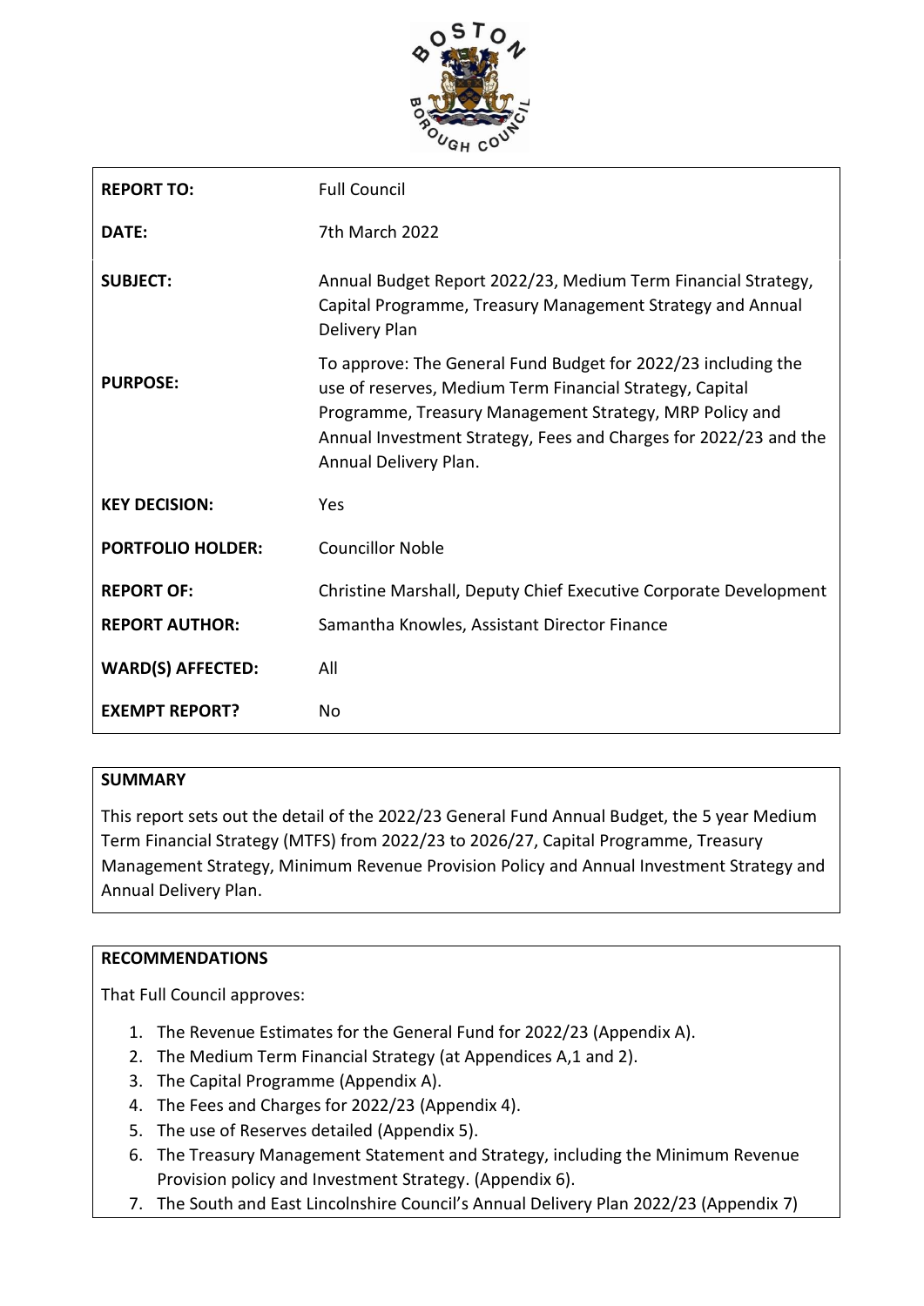| | |
|---|---|
| **REPORT TO:** | Full Council |
| **DATE:** | 7th March 2022 |
| **SUBJECT:** | Annual Budget Report 2022/23, Medium Term Financial Strategy, Capital Programme, Treasury Management Strategy and Annual Delivery Plan |
| **PURPOSE:** | To approve: The General Fund Budget for 2022/23 including the use of reserves, Medium Term Financial Strategy, Capital Programme, Treasury Management Strategy, MRP Policy and Annual Investment Strategy, Fees and Charges for 2022/23 and the Annual Delivery Plan. |
| **KEY DECISION:** | Yes |
| **PORTFOLIO HOLDER:** | Councillor Noble |
| **REPORT OF:** | Christine Marshall, Deputy Chief Executive Corporate Development |
| **REPORT AUTHOR:** | Samantha Knowles, Assistant Director Finance |
| **WARD(S) AFFECTED:** | All |
| **EXEMPT REPORT?** | No |

## SUMMARY

This report sets out the detail of the 2022/23 General Fund Annual Budget, the 5 year Medium Term Financial Strategy (MTFS) from 2022/23 to 2026/27, Capital Programme, Treasury Management Strategy, Minimum Revenue Provision Policy and Annual Investment Strategy and Annual Delivery Plan.

## RECOMMENDATIONS

That Full Council approves:

1. The Revenue Estimates for the General Fund for 2022/23 (Appendix A).
2. The Medium Term Financial Strategy (at Appendices A,1 and 2).
3. The Capital Programme (Appendix A).
4. The Fees and Charges for 2022/23 (Appendix 4).
5. The use of Reserves detailed (Appendix 5).
6. The Treasury Management Statement and Strategy, including the Minimum Revenue Provision policy and Investment Strategy. (Appendix 6).
7. The South and East Lincolnshire Council's Annual Delivery Plan 2022/23 (Appendix 7)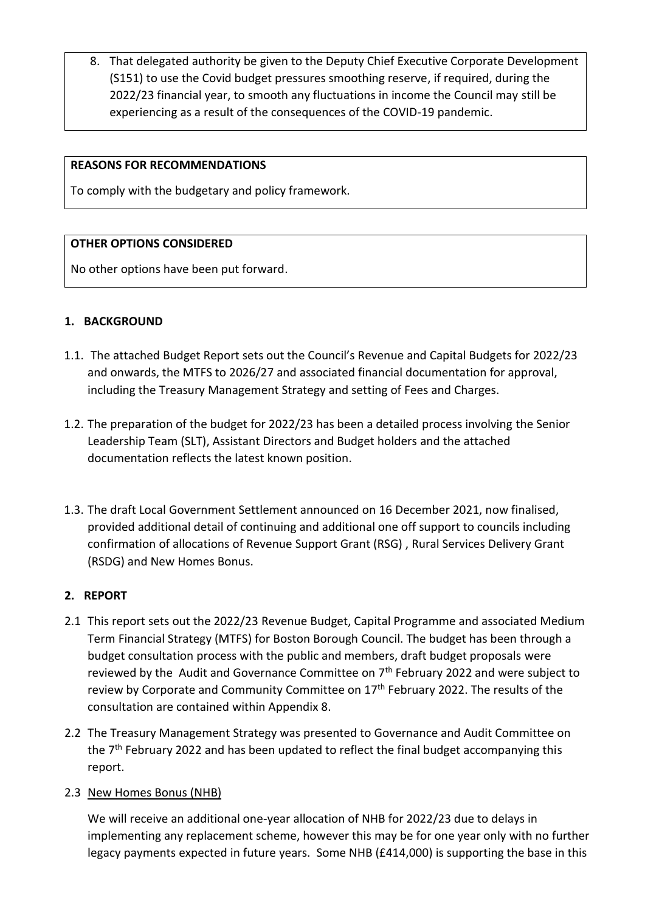8. That delegated authority be given to the Deputy Chief Executive Corporate Development (S151) to use the Covid budget pressures smoothing reserve, if required, during the 2022/23 financial year, to smooth any fluctuations in income the Council may still be experiencing as a result of the consequences of the COVID-19 pandemic.

**REASONS FOR RECOMMENDATIONS**

To comply with the budgetary and policy framework.

**OTHER OPTIONS CONSIDERED**

No other options have been put forward.

## 1. BACKGROUND

1.1. The attached Budget Report sets out the Council's Revenue and Capital Budgets for 2022/23 and onwards, the MTFS to 2026/27 and associated financial documentation for approval, including the Treasury Management Strategy and setting of Fees and Charges.

1.2. The preparation of the budget for 2022/23 has been a detailed process involving the Senior Leadership Team (SLT), Assistant Directors and Budget holders and the attached documentation reflects the latest known position.

1.3. The draft Local Government Settlement announced on 16 December 2021, now finalised, provided additional detail of continuing and additional one off support to councils including confirmation of allocations of Revenue Support Grant (RSG) , Rural Services Delivery Grant (RSDG) and New Homes Bonus.

## 2. REPORT

2.1 This report sets out the 2022/23 Revenue Budget, Capital Programme and associated Medium Term Financial Strategy (MTFS) for Boston Borough Council. The budget has been through a budget consultation process with the public and members, draft budget proposals were reviewed by the Audit and Governance Committee on 7th February 2022 and were subject to review by Corporate and Community Committee on 17th February 2022. The results of the consultation are contained within Appendix 8.

2.2 The Treasury Management Strategy was presented to Governance and Audit Committee on the 7th February 2022 and has been updated to reflect the final budget accompanying this report.

2.3 New Homes Bonus (NHB)

We will receive an additional one-year allocation of NHB for 2022/23 due to delays in implementing any replacement scheme, however this may be for one year only with no further legacy payments expected in future years. Some NHB (£414,000) is supporting the base in this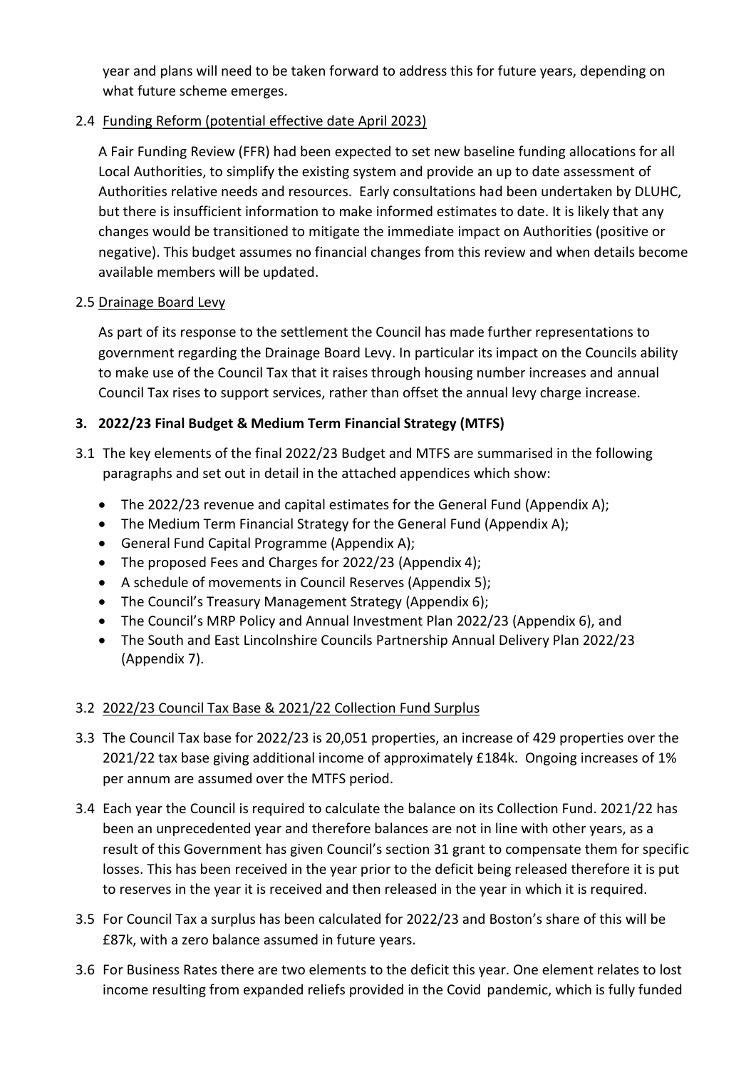year and plans will need to be taken forward to address this for future years, depending on what future scheme emerges.

2.4 Funding Reform (potential effective date April 2023)

A Fair Funding Review (FFR) had been expected to set new baseline funding allocations for all Local Authorities, to simplify the existing system and provide an up to date assessment of Authorities relative needs and resources. Early consultations had been undertaken by DLUHC, but there is insufficient information to make informed estimates to date. It is likely that any changes would be transitioned to mitigate the immediate impact on Authorities (positive or negative). This budget assumes no financial changes from this review and when details become available members will be updated.

2.5 Drainage Board Levy

As part of its response to the settlement the Council has made further representations to government regarding the Drainage Board Levy. In particular its impact on the Councils ability to make use of the Council Tax that it raises through housing number increases and annual Council Tax rises to support services, rather than offset the annual levy charge increase.

## 3. 2022/23 Final Budget & Medium Term Financial Strategy (MTFS)

3.1 The key elements of the final 2022/23 Budget and MTFS are summarised in the following paragraphs and set out in detail in the attached appendices which show:

- The 2022/23 revenue and capital estimates for the General Fund (Appendix A);
- The Medium Term Financial Strategy for the General Fund (Appendix A);
- General Fund Capital Programme (Appendix A);
- The proposed Fees and Charges for 2022/23 (Appendix 4);
- A schedule of movements in Council Reserves (Appendix 5);
- The Council's Treasury Management Strategy (Appendix 6);
- The Council's MRP Policy and Annual Investment Plan 2022/23 (Appendix 6), and
- The South and East Lincolnshire Councils Partnership Annual Delivery Plan 2022/23 (Appendix 7).

3.2 2022/23 Council Tax Base & 2021/22 Collection Fund Surplus

3.3 The Council Tax base for 2022/23 is 20,051 properties, an increase of 429 properties over the 2021/22 tax base giving additional income of approximately £184k. Ongoing increases of 1% per annum are assumed over the MTFS period.

3.4 Each year the Council is required to calculate the balance on its Collection Fund. 2021/22 has been an unprecedented year and therefore balances are not in line with other years, as a result of this Government has given Council's section 31 grant to compensate them for specific losses. This has been received in the year prior to the deficit being released therefore it is put to reserves in the year it is received and then released in the year in which it is required.

3.5 For Council Tax a surplus has been calculated for 2022/23 and Boston's share of this will be £87k, with a zero balance assumed in future years.

3.6 For Business Rates there are two elements to the deficit this year. One element relates to lost income resulting from expanded reliefs provided in the Covid pandemic, which is fully funded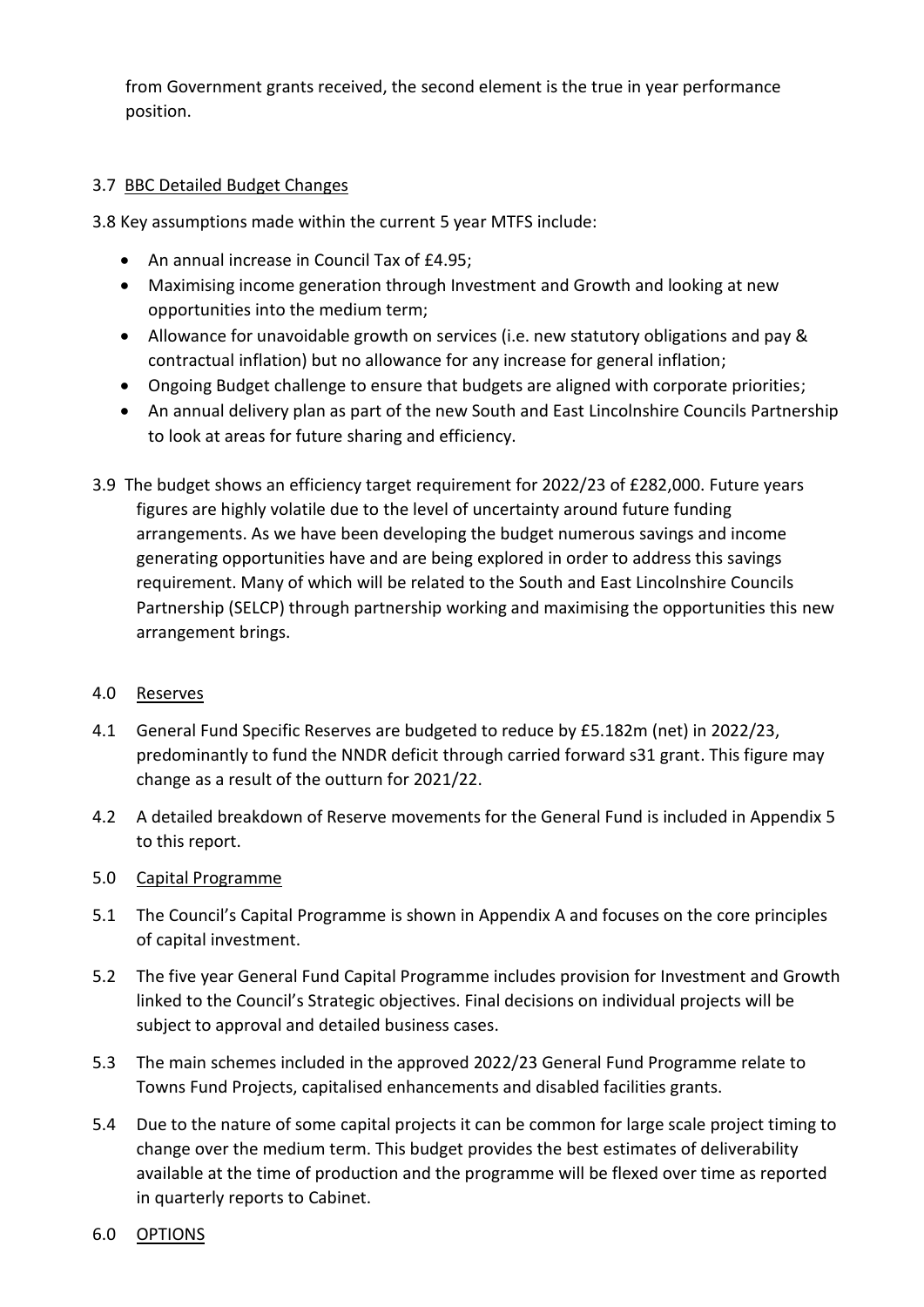from Government grants received, the second element is the true in year performance position.

3.7 BBC Detailed Budget Changes

3.8 Key assumptions made within the current 5 year MTFS include:

- An annual increase in Council Tax of £4.95;
- Maximising income generation through Investment and Growth and looking at new opportunities into the medium term;
- Allowance for unavoidable growth on services (i.e. new statutory obligations and pay & contractual inflation) but no allowance for any increase for general inflation;
- Ongoing Budget challenge to ensure that budgets are aligned with corporate priorities;
- An annual delivery plan as part of the new South and East Lincolnshire Councils Partnership to look at areas for future sharing and efficiency.

3.9 The budget shows an efficiency target requirement for 2022/23 of £282,000. Future years figures are highly volatile due to the level of uncertainty around future funding arrangements. As we have been developing the budget numerous savings and income generating opportunities have and are being explored in order to address this savings requirement. Many of which will be related to the South and East Lincolnshire Councils Partnership (SELCP) through partnership working and maximising the opportunities this new arrangement brings.

## 4.0 Reserves

4.1 General Fund Specific Reserves are budgeted to reduce by £5.182m (net) in 2022/23, predominantly to fund the NNDR deficit through carried forward s31 grant. This figure may change as a result of the outturn for 2021/22.

4.2 A detailed breakdown of Reserve movements for the General Fund is included in Appendix 5 to this report.

## 5.0 Capital Programme

5.1 The Council's Capital Programme is shown in Appendix A and focuses on the core principles of capital investment.

5.2 The five year General Fund Capital Programme includes provision for Investment and Growth linked to the Council's Strategic objectives. Final decisions on individual projects will be subject to approval and detailed business cases.

5.3 The main schemes included in the approved 2022/23 General Fund Programme relate to Towns Fund Projects, capitalised enhancements and disabled facilities grants.

5.4 Due to the nature of some capital projects it can be common for large scale project timing to change over the medium term. This budget provides the best estimates of deliverability available at the time of production and the programme will be flexed over time as reported in quarterly reports to Cabinet.

## 6.0 OPTIONS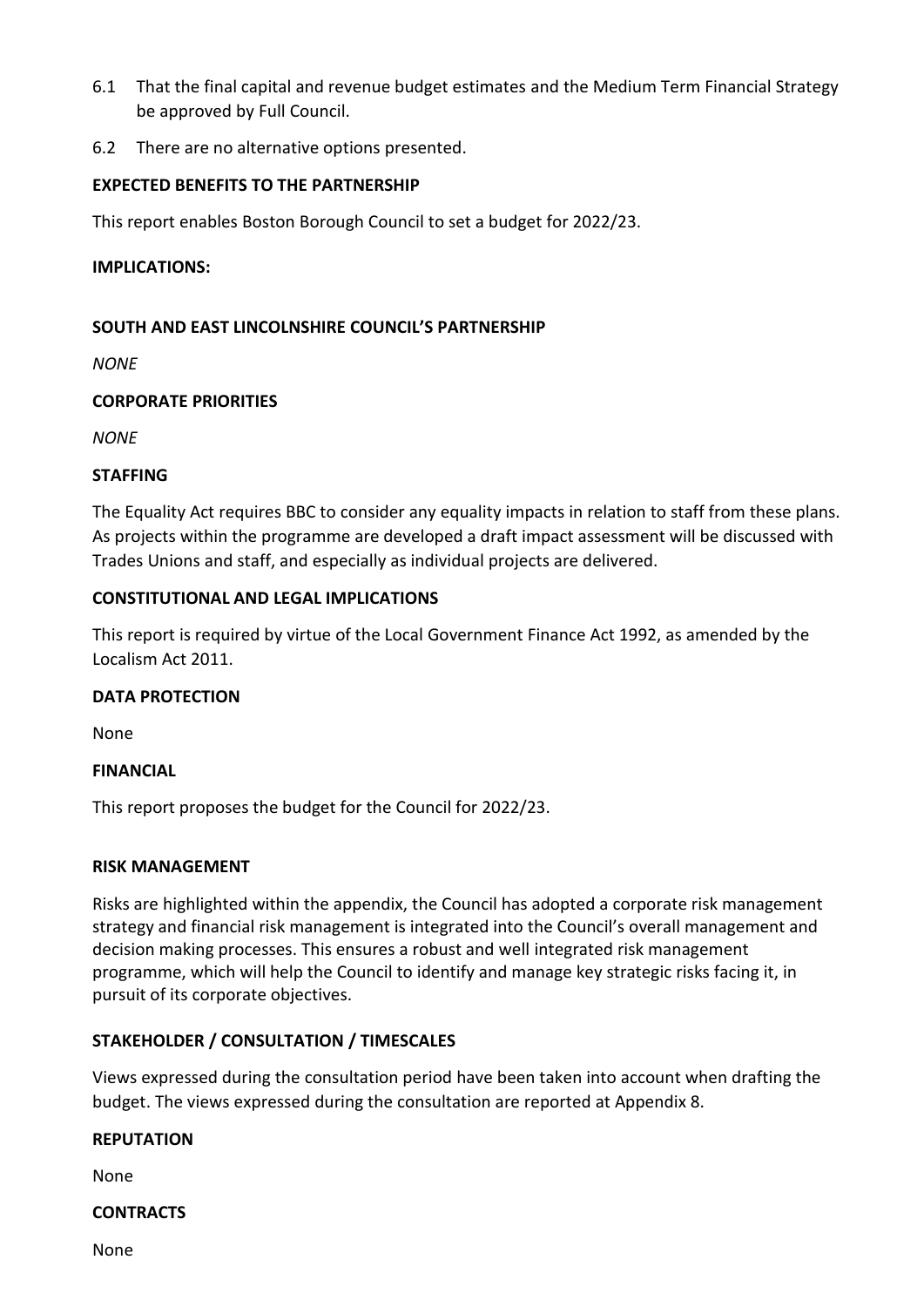6.1 That the final capital and revenue budget estimates and the Medium Term Financial Strategy be approved by Full Council.

6.2 There are no alternative options presented.

**EXPECTED BENEFITS TO THE PARTNERSHIP**

This report enables Boston Borough Council to set a budget for 2022/23.

**IMPLICATIONS:**

**SOUTH AND EAST LINCOLNSHIRE COUNCIL'S PARTNERSHIP**

*NONE*

**CORPORATE PRIORITIES**

*NONE*

**STAFFING**

The Equality Act requires BBC to consider any equality impacts in relation to staff from these plans. As projects within the programme are developed a draft impact assessment will be discussed with Trades Unions and staff, and especially as individual projects are delivered.

**CONSTITUTIONAL AND LEGAL IMPLICATIONS**

This report is required by virtue of the Local Government Finance Act 1992, as amended by the Localism Act 2011.

**DATA PROTECTION**

None

**FINANCIAL**

This report proposes the budget for the Council for 2022/23.

**RISK MANAGEMENT**

Risks are highlighted within the appendix, the Council has adopted a corporate risk management strategy and financial risk management is integrated into the Council's overall management and decision making processes. This ensures a robust and well integrated risk management programme, which will help the Council to identify and manage key strategic risks facing it, in pursuit of its corporate objectives.

**STAKEHOLDER / CONSULTATION / TIMESCALES**

Views expressed during the consultation period have been taken into account when drafting the budget. The views expressed during the consultation are reported at Appendix 8.

**REPUTATION**

None

**CONTRACTS**

None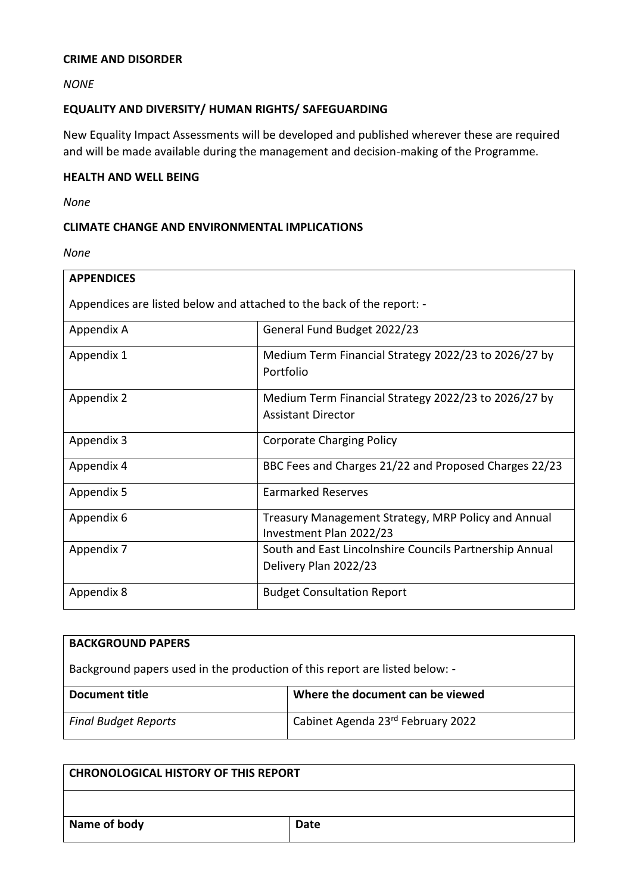**CRIME AND DISORDER**

*NONE*

**EQUALITY AND DIVERSITY/ HUMAN RIGHTS/ SAFEGUARDING**

New Equality Impact Assessments will be developed and published wherever these are required and will be made available during the management and decision-making of the Programme.

**HEALTH AND WELL BEING**

*None*

**CLIMATE CHANGE AND ENVIRONMENTAL IMPLICATIONS**

*None*

| **APPENDICES**<br><br>Appendices are listed below and attached to the back of the report: - | |
|---|---|
| Appendix A | General Fund Budget 2022/23 |
| Appendix 1 | Medium Term Financial Strategy 2022/23 to 2026/27 by Portfolio |
| Appendix 2 | Medium Term Financial Strategy 2022/23 to 2026/27 by Assistant Director |
| Appendix 3 | Corporate Charging Policy |
| Appendix 4 | BBC Fees and Charges 21/22 and Proposed Charges 22/23 |
| Appendix 5 | Earmarked Reserves |
| Appendix 6 | Treasury Management Strategy, MRP Policy and Annual Investment Plan 2022/23 |
| Appendix 7 | South and East Lincolnshire Councils Partnership Annual Delivery Plan 2022/23 |
| Appendix 8 | Budget Consultation Report |

| **BACKGROUND PAPERS**<br><br>Background papers used in the production of this report are listed below: - | |
|---|---|
| **Document title** | **Where the document can be viewed** |
| *Final Budget Reports* | Cabinet Agenda 23rd February 2022 |

| **CHRONOLOGICAL HISTORY OF THIS REPORT** | |
|---|---|
| | |
| **Name of body** | **Date** |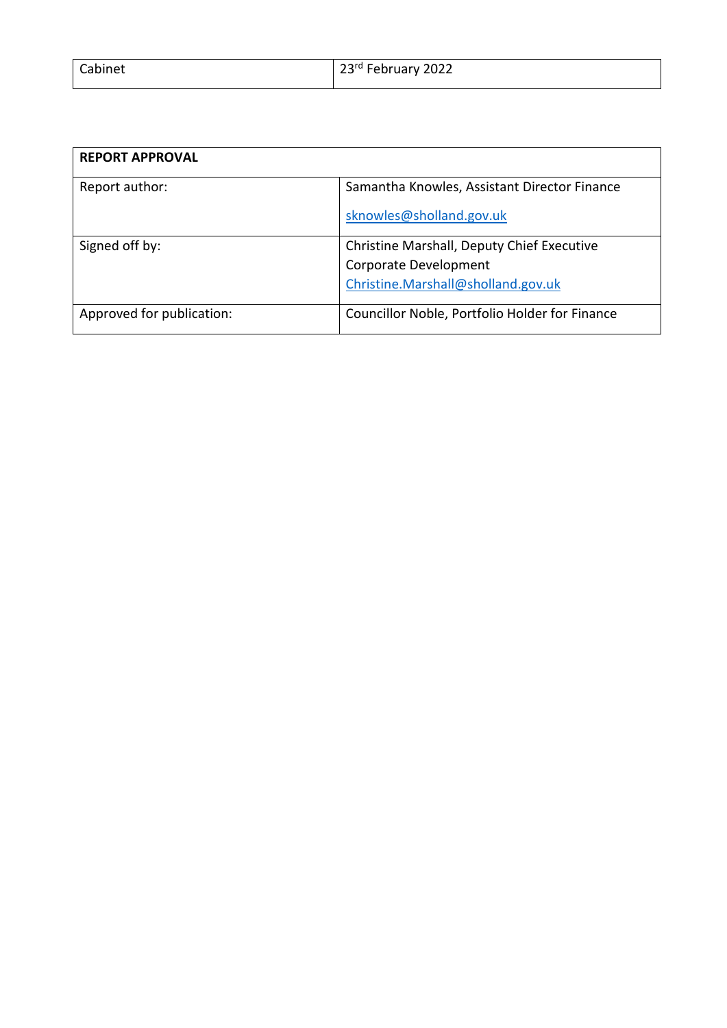| | |
|---|---|
| Cabinet | 23rd February 2022 |

| **REPORT APPROVAL** | |
|---|---|
| Report author: | Samantha Knowles, Assistant Director Finance<br><br>sknowles@sholland.gov.uk |
| Signed off by: | Christine Marshall, Deputy Chief Executive Corporate Development<br>Christine.Marshall@sholland.gov.uk |
| Approved for publication: | Councillor Noble, Portfolio Holder for Finance |